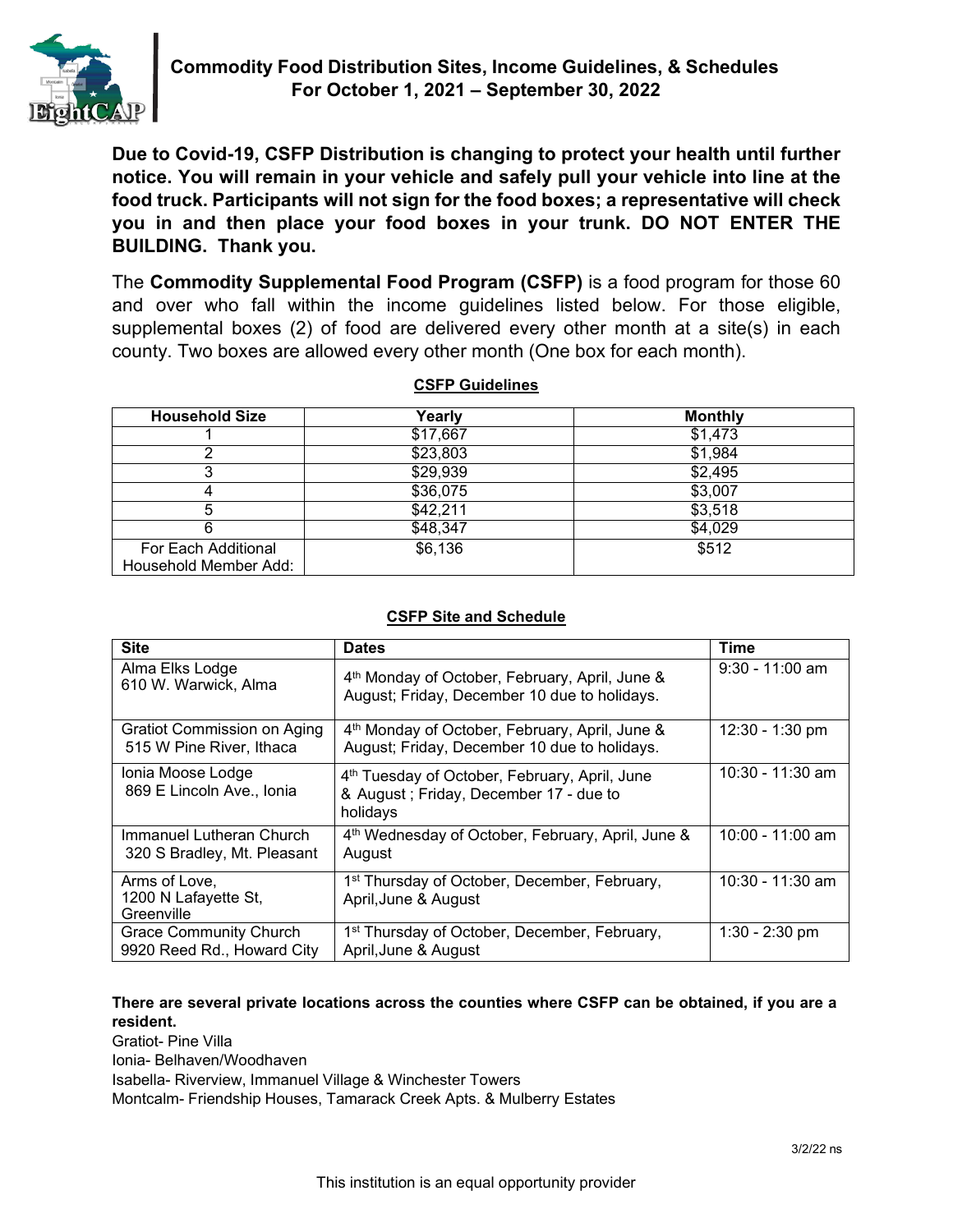# Commodity Food Distribution Sites, Income Guidelines, & Schedules For October 1, 2021 – September 30, 2022

**Due to Covid-19, CSFP Distribution is changing to protect your health until further notice. You will remain in your vehicle and safely pull your vehicle into line at the food truck. Participants will not sign for the food boxes; a representative will check you in and then place your food boxes in your trunk. DO NOT ENTER THE BUILDING. Thank you.**

The **Commodity Supplemental Food Program (CSFP)** is a food program for those 60 and over who fall within the income guidelines listed below. For those eligible, supplemental boxes (2) of food are delivered every other month at a site(s) in each county. Two boxes are allowed every other month (One box for each month).

**CSFP Guidelines**

| Household Size | Yearly | Monthly |
|---|---|---|
| 1 | $17,667 | $1,473 |
| 2 | $23,803 | $1,984 |
| 3 | $29,939 | $2,495 |
| 4 | $36,075 | $3,007 |
| 5 | $42,211 | $3,518 |
| 6 | $48,347 | $4,029 |
| For Each Additional Household Member Add: | $6,136 | $512 |

**CSFP Site and Schedule**

| Site | Dates | Time |
|---|---|---|
| Alma Elks Lodge 610 W. Warwick, Alma | 4th Monday of October, February, April, June & August; Friday, December 10 due to holidays. | 9:30 - 11:00 am |
| Gratiot Commission on Aging 515 W Pine River, Ithaca | 4th Monday of October, February, April, June & August; Friday, December 10 due to holidays. | 12:30 - 1:30 pm |
| Ionia Moose Lodge 869 E Lincoln Ave., Ionia | 4th Tuesday of October, February, April, June & August ; Friday, December 17 - due to holidays | 10:30 - 11:30 am |
| Immanuel Lutheran Church 320 S Bradley, Mt. Pleasant | 4th Wednesday of October, February, April, June & August | 10:00 - 11:00 am |
| Arms of Love, 1200 N Lafayette St, Greenville | 1st Thursday of October, December, February, April, June & August | 10:30 - 11:30 am |
| Grace Community Church 9920 Reed Rd., Howard City | 1st Thursday of October, December, February, April, June & August | 1:30 - 2:30 pm |

**There are several private locations across the counties where CSFP can be obtained, if you are a resident.**

Gratiot- Pine Villa
Ionia- Belhaven/Woodhaven
Isabella- Riverview, Immanuel Village & Winchester Towers
Montcalm- Friendship Houses, Tamarack Creek Apts. & Mulberry Estates

3/2/22 ns

This institution is an equal opportunity provider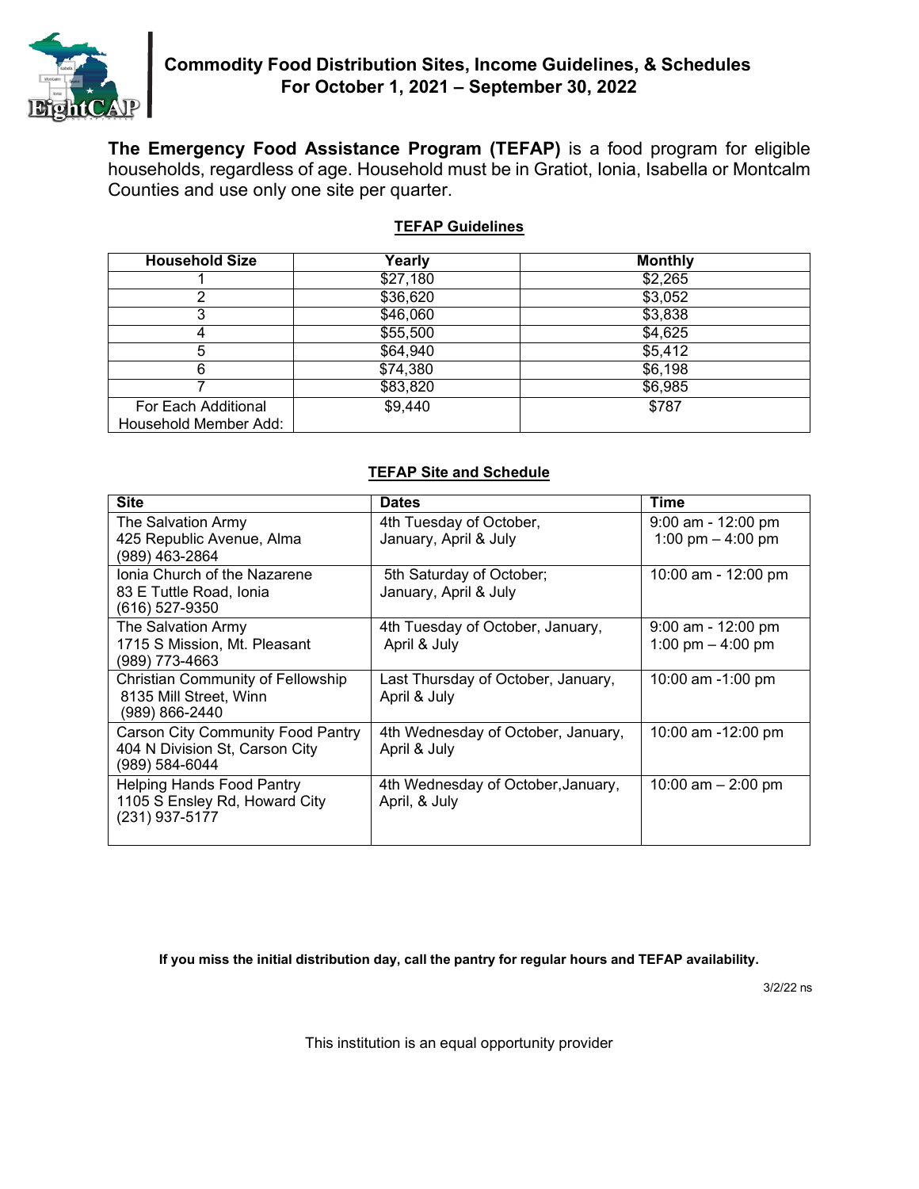## Commodity Food Distribution Sites, Income Guidelines, & Schedules For October 1, 2021 – September 30, 2022

**The Emergency Food Assistance Program (TEFAP)** is a food program for eligible households, regardless of age. Household must be in Gratiot, Ionia, Isabella or Montcalm Counties and use only one site per quarter.

### TEFAP Guidelines

| Household Size | Yearly | Monthly |
|---|---|---|
| 1 | $27,180 | $2,265 |
| 2 | $36,620 | $3,052 |
| 3 | $46,060 | $3,838 |
| 4 | $55,500 | $4,625 |
| 5 | $64,940 | $5,412 |
| 6 | $74,380 | $6,198 |
| 7 | $83,820 | $6,985 |
| For Each Additional Household Member Add: | $9,440 | $787 |

### TEFAP Site and Schedule

| Site | Dates | Time |
|---|---|---|
| The Salvation Army<br>425 Republic Avenue, Alma<br>(989) 463-2864 | 4th Tuesday of October, January, April & July | 9:00 am - 12:00 pm<br>1:00 pm – 4:00 pm |
| Ionia Church of the Nazarene<br>83 E Tuttle Road, Ionia<br>(616) 527-9350 | 5th Saturday of October; January, April & July | 10:00 am - 12:00 pm |
| The Salvation Army<br>1715 S Mission, Mt. Pleasant<br>(989) 773-4663 | 4th Tuesday of October, January, April & July | 9:00 am - 12:00 pm<br>1:00 pm – 4:00 pm |
| Christian Community of Fellowship<br>8135 Mill Street, Winn<br>(989) 866-2440 | Last Thursday of October, January, April & July | 10:00 am -1:00 pm |
| Carson City Community Food Pantry<br>404 N Division St, Carson City<br>(989) 584-6044 | 4th Wednesday of October, January, April & July | 10:00 am -12:00 pm |
| Helping Hands Food Pantry<br>1105 S Ensley Rd, Howard City<br>(231) 937-5177 | 4th Wednesday of October, January, April, & July | 10:00 am – 2:00 pm |

**If you miss the initial distribution day, call the pantry for regular hours and TEFAP availability.**

3/2/22 ns

This institution is an equal opportunity provider